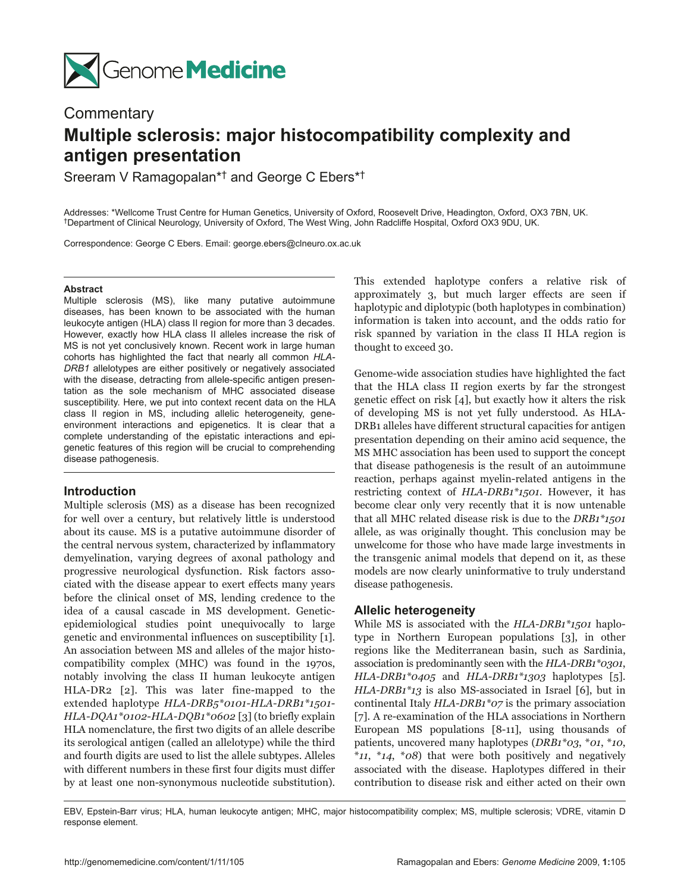Genome Medicine

Commentary

# Multiple sclerosis: major histocompatibility complexity and antigen presentation

Sreeram V Ramagopalan*† and George C Ebers*†

Addresses: *Wellcome Trust Centre for Human Genetics, University of Oxford, Roosevelt Drive, Headington, Oxford, OX3 7BN, UK. †Department of Clinical Neurology, University of Oxford, The West Wing, John Radcliffe Hospital, Oxford OX3 9DU, UK.

Correspondence: George C Ebers. Email: george.ebers@clneuro.ox.ac.uk

**Abstract**

Multiple sclerosis (MS), like many putative autoimmune diseases, has been known to be associated with the human leukocyte antigen (HLA) class II region for more than 3 decades. However, exactly how HLA class II alleles increase the risk of MS is not yet conclusively known. Recent work in large human cohorts has highlighted the fact that nearly all common *HLA-DRB1* allelotypes are either positively or negatively associated with the disease, detracting from allele-specific antigen presentation as the sole mechanism of MHC associated disease susceptibility. Here, we put into context recent data on the HLA class II region in MS, including allelic heterogeneity, gene-environment interactions and epigenetics. It is clear that a complete understanding of the epistatic interactions and epigenetic features of this region will be crucial to comprehending disease pathogenesis.

## Introduction

Multiple sclerosis (MS) as a disease has been recognized for well over a century, but relatively little is understood about its cause. MS is a putative autoimmune disorder of the central nervous system, characterized by inflammatory demyelination, varying degrees of axonal pathology and progressive neurological dysfunction. Risk factors associated with the disease appear to exert effects many years before the clinical onset of MS, lending credence to the idea of a causal cascade in MS development. Genetic-epidemiological studies point unequivocally to large genetic and environmental influences on susceptibility [1]. An association between MS and alleles of the major histocompatibility complex (MHC) was found in the 1970s, notably involving the class II human leukocyte antigen HLA-DR2 [2]. This was later fine-mapped to the extended haplotype *HLA-DRB5\*0101-HLA-DRB1\*1501-HLA-DQA1\*0102-HLA-DQB1\*0602* [3] (to briefly explain HLA nomenclature, the first two digits of an allele describe its serological antigen (called an allelotype) while the third and fourth digits are used to list the allele subtypes. Alleles with different numbers in these first four digits must differ by at least one non-synonymous nucleotide substitution). This extended haplotype confers a relative risk of approximately 3, but much larger effects are seen if haplotypic and diplotypic (both haplotypes in combination) information is taken into account, and the odds ratio for risk spanned by variation in the class II HLA region is thought to exceed 30.

Genome-wide association studies have highlighted the fact that the HLA class II region exerts by far the strongest genetic effect on risk [4], but exactly how it alters the risk of developing MS is not yet fully understood. As HLA-DRB1 alleles have different structural capacities for antigen presentation depending on their amino acid sequence, the MS MHC association has been used to support the concept that disease pathogenesis is the result of an autoimmune reaction, perhaps against myelin-related antigens in the restricting context of *HLA-DRB1\*1501*. However, it has become clear only very recently that it is now untenable that all MHC related disease risk is due to the *DRB1\*1501* allele, as was originally thought. This conclusion may be unwelcome for those who have made large investments in the transgenic animal models that depend on it, as these models are now clearly uninformative to truly understand disease pathogenesis.

## Allelic heterogeneity

While MS is associated with the *HLA-DRB1\*1501* haplotype in Northern European populations [3], in other regions like the Mediterranean basin, such as Sardinia, association is predominantly seen with the *HLA-DRB1\*0301*, *HLA-DRB1\*0405* and *HLA-DRB1\*1303* haplotypes [5]. *HLA-DRB1\*13* is also MS-associated in Israel [6], but in continental Italy *HLA-DRB1\*07* is the primary association [7]. A re-examination of the HLA associations in Northern European MS populations [8-11], using thousands of patients, uncovered many haplotypes (*DRB1\*03*, *\*01*, *\*10*, *\*11*, *\*14*, *\*08*) that were both positively and negatively associated with the disease. Haplotypes differed in their contribution to disease risk and either acted on their own

EBV, Epstein-Barr virus; HLA, human leukocyte antigen; MHC, major histocompatibility complex; MS, multiple sclerosis; VDRE, vitamin D response element.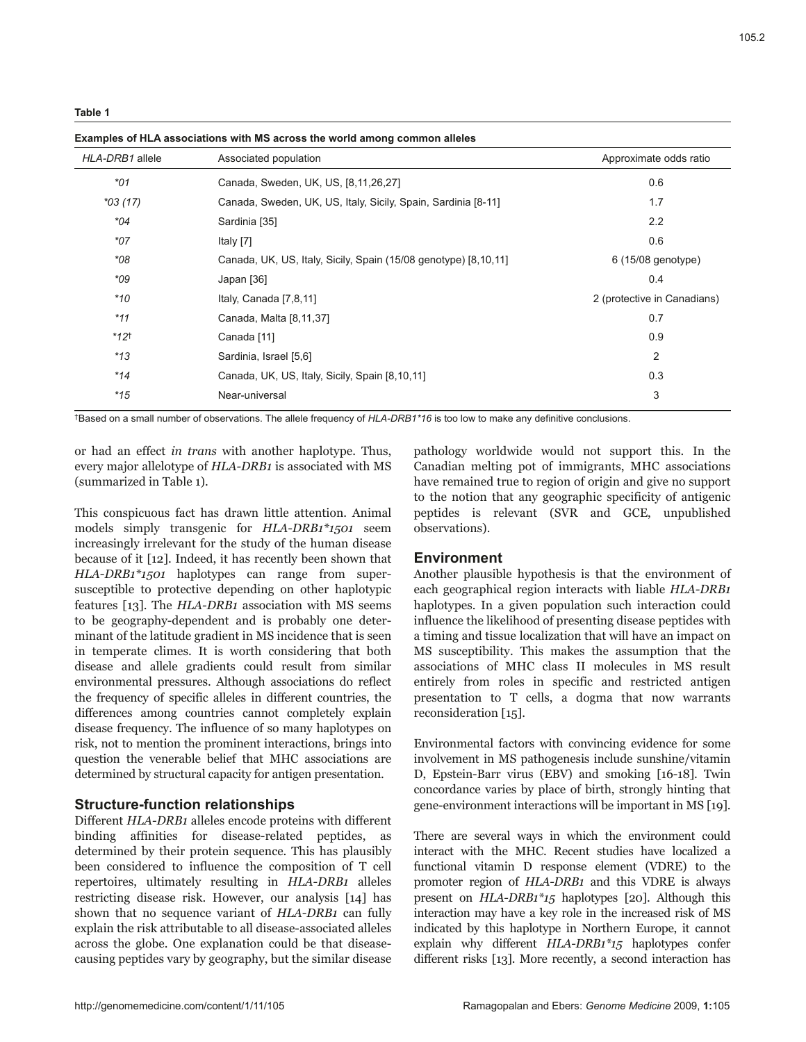**Table 1**

**Examples of HLA associations with MS across the world among common alleles**

| *HLA-DRB1* allele | Associated population | Approximate odds ratio |
|---|---|---|
| *\*01* | Canada, Sweden, UK, US, [8,11,26,27] | 0.6 |
| *\*03 (17)* | Canada, Sweden, UK, US, Italy, Sicily, Spain, Sardinia [8-11] | 1.7 |
| *\*04* | Sardinia [35] | 2.2 |
| *\*07* | Italy [7] | 0.6 |
| *\*08* | Canada, UK, US, Italy, Sicily, Spain (15/08 genotype) [8,10,11] | 6 (15/08 genotype) |
| *\*09* | Japan [36] | 0.4 |
| *\*10* | Italy, Canada [7,8,11] | 2 (protective in Canadians) |
| *\*11* | Canada, Malta [8,11,37] | 0.7 |
| *\*12*† | Canada [11] | 0.9 |
| *\*13* | Sardinia, Israel [5,6] | 2 |
| *\*14* | Canada, UK, US, Italy, Sicily, Spain [8,10,11] | 0.3 |
| *\*15* | Near-universal | 3 |

†Based on a small number of observations. The allele frequency of *HLA-DRB1\*16* is too low to make any definitive conclusions.

or had an effect *in trans* with another haplotype. Thus, every major allelotype of *HLA-DRB1* is associated with MS (summarized in Table 1).

This conspicuous fact has drawn little attention. Animal models simply transgenic for *HLA-DRB1\*1501* seem increasingly irrelevant for the study of the human disease because of it [12]. Indeed, it has recently been shown that *HLA-DRB1\*1501* haplotypes can range from super-susceptible to protective depending on other haplotypic features [13]. The *HLA-DRB1* association with MS seems to be geography-dependent and is probably one determinant of the latitude gradient in MS incidence that is seen in temperate climes. It is worth considering that both disease and allele gradients could result from similar environmental pressures. Although associations do reflect the frequency of specific alleles in different countries, the differences among countries cannot completely explain disease frequency. The influence of so many haplotypes on risk, not to mention the prominent interactions, brings into question the venerable belief that MHC associations are determined by structural capacity for antigen presentation.

## Structure-function relationships

Different *HLA-DRB1* alleles encode proteins with different binding affinities for disease-related peptides, as determined by their protein sequence. This has plausibly been considered to influence the composition of T cell repertoires, ultimately resulting in *HLA-DRB1* alleles restricting disease risk. However, our analysis [14] has shown that no sequence variant of *HLA-DRB1* can fully explain the risk attributable to all disease-associated alleles across the globe. One explanation could be that disease-causing peptides vary by geography, but the similar disease pathology worldwide would not support this. In the Canadian melting pot of immigrants, MHC associations have remained true to region of origin and give no support to the notion that any geographic specificity of antigenic peptides is relevant (SVR and GCE, unpublished observations).

## Environment

Another plausible hypothesis is that the environment of each geographical region interacts with liable *HLA-DRB1* haplotypes. In a given population such interaction could influence the likelihood of presenting disease peptides with a timing and tissue localization that will have an impact on MS susceptibility. This makes the assumption that the associations of MHC class II molecules in MS result entirely from roles in specific and restricted antigen presentation to T cells, a dogma that now warrants reconsideration [15].

Environmental factors with convincing evidence for some involvement in MS pathogenesis include sunshine/vitamin D, Epstein-Barr virus (EBV) and smoking [16-18]. Twin concordance varies by place of birth, strongly hinting that gene-environment interactions will be important in MS [19].

There are several ways in which the environment could interact with the MHC. Recent studies have localized a functional vitamin D response element (VDRE) to the promoter region of *HLA-DRB1* and this VDRE is always present on *HLA-DRB1\*15* haplotypes [20]. Although this interaction may have a key role in the increased risk of MS indicated by this haplotype in Northern Europe, it cannot explain why different *HLA-DRB1\*15* haplotypes confer different risks [13]. More recently, a second interaction has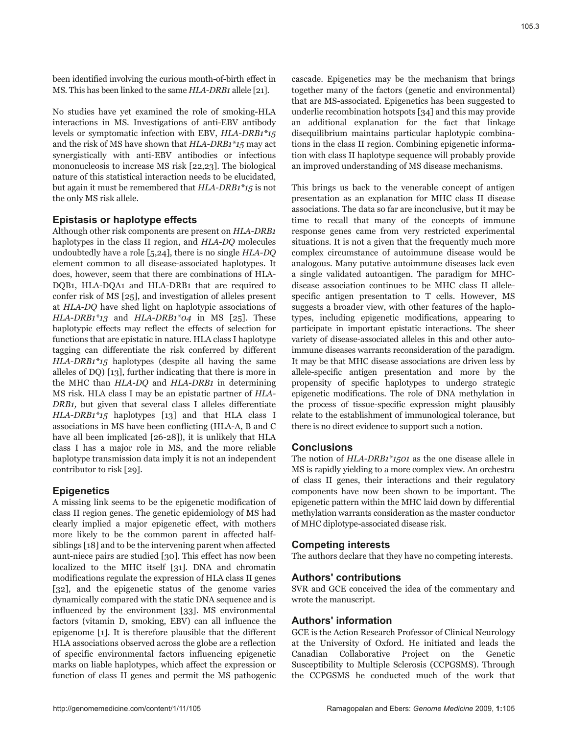been identified involving the curious month-of-birth effect in MS. This has been linked to the same *HLA-DRB1* allele [21].

No studies have yet examined the role of smoking-HLA interactions in MS. Investigations of anti-EBV antibody levels or symptomatic infection with EBV, *HLA-DRB1*15* and the risk of MS have shown that *HLA-DRB1*15* may act synergistically with anti-EBV antibodies or infectious mononucleosis to increase MS risk [22,23]. The biological nature of this statistical interaction needs to be elucidated, but again it must be remembered that *HLA-DRB1*15* is not the only MS risk allele.

## Epistasis or haplotype effects

Although other risk components are present on *HLA-DRB1* haplotypes in the class II region, and *HLA-DQ* molecules undoubtedly have a role [5,24], there is no single *HLA-DQ* element common to all disease-associated haplotypes. It does, however, seem that there are combinations of HLA-DQB1, HLA-DQA1 and HLA-DRB1 that are required to confer risk of MS [25], and investigation of alleles present at *HLA-DQ* have shed light on haplotypic associations of *HLA-DRB1*13* and *HLA-DRB1*04* in MS [25]. These haplotypic effects may reflect the effects of selection for functions that are epistatic in nature. HLA class I haplotype tagging can differentiate the risk conferred by different *HLA-DRB1*15* haplotypes (despite all having the same alleles of DQ) [13], further indicating that there is more in the MHC than *HLA-DQ* and *HLA-DRB1* in determining MS risk. HLA class I may be an epistatic partner of *HLA-DRB1,* but given that several class I alleles differentiate *HLA-DRB1*15* haplotypes [13] and that HLA class I associations in MS have been conflicting (HLA-A, B and C have all been implicated [26-28]), it is unlikely that HLA class I has a major role in MS, and the more reliable haplotype transmission data imply it is not an independent contributor to risk [29].

## Epigenetics

A missing link seems to be the epigenetic modification of class II region genes. The genetic epidemiology of MS had clearly implied a major epigenetic effect, with mothers more likely to be the common parent in affected half-siblings [18] and to be the intervening parent when affected aunt-niece pairs are studied [30]. This effect has now been localized to the MHC itself [31]. DNA and chromatin modifications regulate the expression of HLA class II genes [32], and the epigenetic status of the genome varies dynamically compared with the static DNA sequence and is influenced by the environment [33]. MS environmental factors (vitamin D, smoking, EBV) can all influence the epigenome [1]. It is therefore plausible that the different HLA associations observed across the globe are a reflection of specific environmental factors influencing epigenetic marks on liable haplotypes, which affect the expression or function of class II genes and permit the MS pathogenic cascade. Epigenetics may be the mechanism that brings together many of the factors (genetic and environmental) that are MS-associated. Epigenetics has been suggested to underlie recombination hotspots [34] and this may provide an additional explanation for the fact that linkage disequilibrium maintains particular haplotypic combinations in the class II region. Combining epigenetic information with class II haplotype sequence will probably provide an improved understanding of MS disease mechanisms.

This brings us back to the venerable concept of antigen presentation as an explanation for MHC class II disease associations. The data so far are inconclusive, but it may be time to recall that many of the concepts of immune response genes came from very restricted experimental situations. It is not a given that the frequently much more complex circumstance of autoimmune disease would be analogous. Many putative autoimmune diseases lack even a single validated autoantigen. The paradigm for MHC-disease association continues to be MHC class II allele-specific antigen presentation to T cells. However, MS suggests a broader view, with other features of the haplotypes, including epigenetic modifications, appearing to participate in important epistatic interactions. The sheer variety of disease-associated alleles in this and other autoimmune diseases warrants reconsideration of the paradigm. It may be that MHC disease associations are driven less by allele-specific antigen presentation and more by the propensity of specific haplotypes to undergo strategic epigenetic modifications. The role of DNA methylation in the process of tissue-specific expression might plausibly relate to the establishment of immunological tolerance, but there is no direct evidence to support such a notion.

## Conclusions

The notion of *HLA-DRB1*1501* as the one disease allele in MS is rapidly yielding to a more complex view. An orchestra of class II genes, their interactions and their regulatory components have now been shown to be important. The epigenetic pattern within the MHC laid down by differential methylation warrants consideration as the master conductor of MHC diplotype-associated disease risk.

## Competing interests

The authors declare that they have no competing interests.

## Authors' contributions

SVR and GCE conceived the idea of the commentary and wrote the manuscript.

## Authors' information

GCE is the Action Research Professor of Clinical Neurology at the University of Oxford. He initiated and leads the Canadian Collaborative Project on the Genetic Susceptibility to Multiple Sclerosis (CCPGSMS). Through the CCPGSMS he conducted much of the work that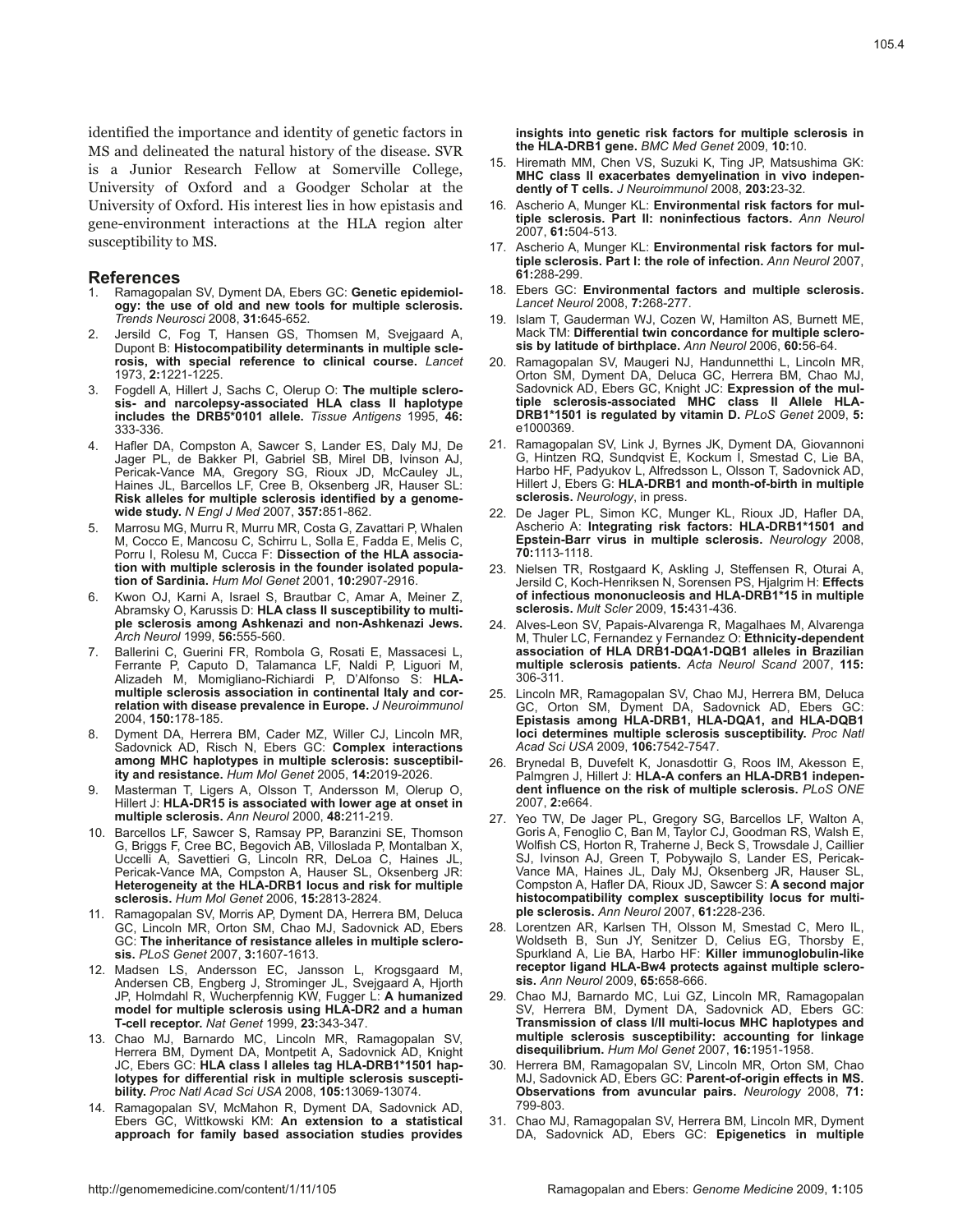identified the importance and identity of genetic factors in MS and delineated the natural history of the disease. SVR is a Junior Research Fellow at Somerville College, University of Oxford and a Goodger Scholar at the University of Oxford. His interest lies in how epistasis and gene-environment interactions at the HLA region alter susceptibility to MS.

## References

1. Ramagopalan SV, Dyment DA, Ebers GC: **Genetic epidemiology: the use of old and new tools for multiple sclerosis.** *Trends Neurosci* 2008, **31:**645-652.
2. Jersild C, Fog T, Hansen GS, Thomsen M, Svejgaard A, Dupont B: **Histocompatibility determinants in multiple sclerosis, with special reference to clinical course.** *Lancet* 1973, **2:**1221-1225.
3. Fogdell A, Hillert J, Sachs C, Olerup O: **The multiple sclerosis- and narcolepsy-associated HLA class II haplotype includes the DRB5*0101 allele.** *Tissue Antigens* 1995, **46:** 333-336.
4. Hafler DA, Compston A, Sawcer S, Lander ES, Daly MJ, De Jager PL, de Bakker PI, Gabriel SB, Mirel DB, Ivinson AJ, Pericak-Vance MA, Gregory SG, Rioux JD, McCauley JL, Haines JL, Barcellos LF, Cree B, Oksenberg JR, Hauser SL: **Risk alleles for multiple sclerosis identified by a genome-wide study.** *N Engl J Med* 2007, **357:**851-862.
5. Marrosu MG, Murru R, Murru MR, Costa G, Zavattari P, Whalen M, Cocco E, Mancosu C, Schirru L, Solla E, Fadda E, Melis C, Porru I, Rolesu M, Cucca F: **Dissection of the HLA association with multiple sclerosis in the founder isolated population of Sardinia.** *Hum Mol Genet* 2001, **10:**2907-2916.
6. Kwon OJ, Karni A, Israel S, Brautbar C, Amar A, Meiner Z, Abramsky O, Karussis D: **HLA class II susceptibility to multiple sclerosis among Ashkenazi and non-Ashkenazi Jews.** *Arch Neurol* 1999, **56:**555-560.
7. Ballerini C, Guerini FR, Rombola G, Rosati E, Massacesi L, Ferrante P, Caputo D, Talamanca LF, Naldi P, Liguori M, Alizadeh M, Momigliano-Richiardi P, D'Alfonso S: **HLA-multiple sclerosis association in continental Italy and correlation with disease prevalence in Europe.** *J Neuroimmunol* 2004, **150:**178-185.
8. Dyment DA, Herrera BM, Cader MZ, Willer CJ, Lincoln MR, Sadovnick AD, Risch N, Ebers GC: **Complex interactions among MHC haplotypes in multiple sclerosis: susceptibility and resistance.** *Hum Mol Genet* 2005, **14:**2019-2026.
9. Masterman T, Ligers A, Olsson T, Andersson M, Olerup O, Hillert J: **HLA-DR15 is associated with lower age at onset in multiple sclerosis.** *Ann Neurol* 2000, **48:**211-219.
10. Barcellos LF, Sawcer S, Ramsay PP, Baranzini SE, Thomson G, Briggs F, Cree BC, Begovich AB, Villoslada P, Montalban X, Uccelli A, Savettieri G, Lincoln RR, DeLoa C, Haines JL, Pericak-Vance MA, Compston A, Hauser SL, Oksenberg JR: **Heterogeneity at the HLA-DRB1 locus and risk for multiple sclerosis.** *Hum Mol Genet* 2006, **15:**2813-2824.
11. Ramagopalan SV, Morris AP, Dyment DA, Herrera BM, Deluca GC, Lincoln MR, Orton SM, Chao MJ, Sadovnick AD, Ebers GC: **The inheritance of resistance alleles in multiple sclerosis.** *PLoS Genet* 2007, **3:**1607-1613.
12. Madsen LS, Andersson EC, Jansson L, Krogsgaard M, Andersen CB, Engberg J, Strominger JL, Svejgaard A, Hjorth JP, Holmdahl R, Wucherpfennig KW, Fugger L: **A humanized model for multiple sclerosis using HLA-DR2 and a human T-cell receptor.** *Nat Genet* 1999, **23:**343-347.
13. Chao MJ, Barnardo MC, Lincoln MR, Ramagopalan SV, Herrera BM, Dyment DA, Montpetit A, Sadovnick AD, Knight JC, Ebers GC: **HLA class I alleles tag HLA-DRB1*1501 haplotypes for differential risk in multiple sclerosis susceptibility.** *Proc Natl Acad Sci USA* 2008, **105:**13069-13074.
14. Ramagopalan SV, McMahon R, Dyment DA, Sadovnick AD, Ebers GC, Wittkowski KM: **An extension to a statistical approach for family based association studies provides insights into genetic risk factors for multiple sclerosis in the HLA-DRB1 gene.** *BMC Med Genet* 2009, **10:**10.
15. Hiremath MM, Chen VS, Suzuki K, Ting JP, Matsushima GK: **MHC class II exacerbates demyelination in vivo independently of T cells.** *J Neuroimmunol* 2008, **203:**23-32.
16. Ascherio A, Munger KL: **Environmental risk factors for multiple sclerosis. Part II: noninfectious factors.** *Ann Neurol* 2007, **61:**504-513.
17. Ascherio A, Munger KL: **Environmental risk factors for multiple sclerosis. Part I: the role of infection.** *Ann Neurol* 2007, **61:**288-299.
18. Ebers GC: **Environmental factors and multiple sclerosis.** *Lancet Neurol* 2008, **7:**268-277.
19. Islam T, Gauderman WJ, Cozen W, Hamilton AS, Burnett ME, Mack TM: **Differential twin concordance for multiple sclerosis by latitude of birthplace.** *Ann Neurol* 2006, **60:**56-64.
20. Ramagopalan SV, Maugeri NJ, Handunnetthi L, Lincoln MR, Orton SM, Dyment DA, Deluca GC, Herrera BM, Chao MJ, Sadovnick AD, Ebers GC, Knight JC: **Expression of the multiple sclerosis-associated MHC class II Allele HLA-DRB1*1501 is regulated by vitamin D.** *PLoS Genet* 2009, **5:** e1000369.
21. Ramagopalan SV, Link J, Byrnes JK, Dyment DA, Giovannoni G, Hintzen RQ, Sundqvist E, Kockum I, Smestad C, Lie BA, Harbo HF, Padyukov L, Alfredsson L, Olsson T, Sadovnick AD, Hillert J, Ebers G: **HLA-DRB1 and month-of-birth in multiple sclerosis.** *Neurology*, in press.
22. De Jager PL, Simon KC, Munger KL, Rioux JD, Hafler DA, Ascherio A: **Integrating risk factors: HLA-DRB1*1501 and Epstein-Barr virus in multiple sclerosis.** *Neurology* 2008, **70:**1113-1118.
23. Nielsen TR, Rostgaard K, Askling J, Steffensen R, Oturai A, Jersild C, Koch-Henriksen N, Sorensen PS, Hjalgrim H: **Effects of infectious mononucleosis and HLA-DRB1*15 in multiple sclerosis.** *Mult Scler* 2009, **15:**431-436.
24. Alves-Leon SV, Papais-Alvarenga R, Magalhaes M, Alvarenga M, Thuler LC, Fernandez y Fernandez O: **Ethnicity-dependent association of HLA DRB1-DQA1-DQB1 alleles in Brazilian multiple sclerosis patients.** *Acta Neurol Scand* 2007, **115:** 306-311.
25. Lincoln MR, Ramagopalan SV, Chao MJ, Herrera BM, Deluca GC, Orton SM, Dyment DA, Sadovnick AD, Ebers GC: **Epistasis among HLA-DRB1, HLA-DQA1, and HLA-DQB1 loci determines multiple sclerosis susceptibility.** *Proc Natl Acad Sci USA* 2009, **106:**7542-7547.
26. Brynedal B, Duvefelt K, Jonasdottir G, Roos IM, Akesson E, Palmgren J, Hillert J: **HLA-A confers an HLA-DRB1 independent influence on the risk of multiple sclerosis.** *PLoS ONE* 2007, **2:**e664.
27. Yeo TW, De Jager PL, Gregory SG, Barcellos LF, Walton A, Goris A, Fenoglio C, Ban M, Taylor CJ, Goodman RS, Walsh E, Wolfish CS, Horton R, Traherne J, Beck S, Trowsdale J, Caillier SJ, Ivinson AJ, Green T, Pobywajlo S, Lander ES, Pericak-Vance MA, Haines JL, Daly MJ, Oksenberg JR, Hauser SL, Compston A, Hafler DA, Rioux JD, Sawcer S: **A second major histocompatibility complex susceptibility locus for multiple sclerosis.** *Ann Neurol* 2007, **61:**228-236.
28. Lorentzen AR, Karlsen TH, Olsson M, Smestad C, Mero IL, Woldseth B, Sun JY, Senitzer D, Celius EG, Thorsby E, Spurkland A, Lie BA, Harbo HF: **Killer immunoglobulin-like receptor ligand HLA-Bw4 protects against multiple sclerosis.** *Ann Neurol* 2009, **65:**658-666.
29. Chao MJ, Barnardo MC, Lui GZ, Lincoln MR, Ramagopalan SV, Herrera BM, Dyment DA, Sadovnick AD, Ebers GC: **Transmission of class I/II multi-locus MHC haplotypes and multiple sclerosis susceptibility: accounting for linkage disequilibrium.** *Hum Mol Genet* 2007, **16:**1951-1958.
30. Herrera BM, Ramagopalan SV, Lincoln MR, Orton SM, Chao MJ, Sadovnick AD, Ebers GC: **Parent-of-origin effects in MS. Observations from avuncular pairs.** *Neurology* 2008, **71:** 799-803.
31. Chao MJ, Ramagopalan SV, Herrera BM, Lincoln MR, Dyment DA, Sadovnick AD, Ebers GC: **Epigenetics in multiple**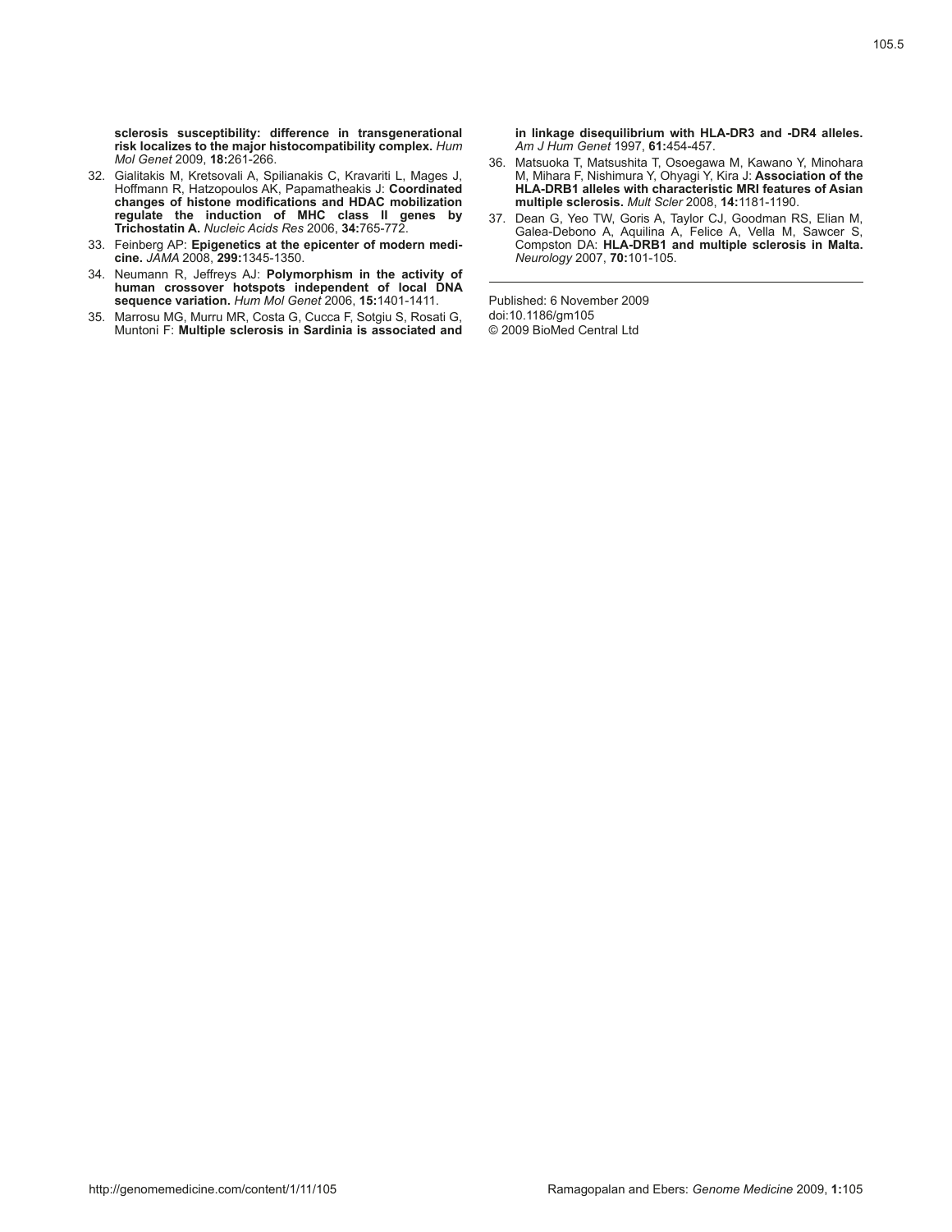**sclerosis susceptibility: difference in transgenerational risk localizes to the major histocompatibility complex.** *Hum Mol Genet* 2009, **18:**261-266.

32. Gialitakis M, Kretsovali A, Spilianakis C, Kravariti L, Mages J, Hoffmann R, Hatzopoulos AK, Papamatheakis J: **Coordinated changes of histone modifications and HDAC mobilization regulate the induction of MHC class II genes by Trichostatin A.** *Nucleic Acids Res* 2006, **34:**765-772.
33. Feinberg AP: **Epigenetics at the epicenter of modern medicine.** *JAMA* 2008, **299:**1345-1350.
34. Neumann R, Jeffreys AJ: **Polymorphism in the activity of human crossover hotspots independent of local DNA sequence variation.** *Hum Mol Genet* 2006, **15:**1401-1411.
35. Marrosu MG, Murru MR, Costa G, Cucca F, Sotgiu S, Rosati G, Muntoni F: **Multiple sclerosis in Sardinia is associated and in linkage disequilibrium with HLA-DR3 and -DR4 alleles.** *Am J Hum Genet* 1997, **61:**454-457.
36. Matsuoka T, Matsushita T, Osoegawa M, Kawano Y, Minohara M, Mihara F, Nishimura Y, Ohyagi Y, Kira J: **Association of the HLA-DRB1 alleles with characteristic MRI features of Asian multiple sclerosis.** *Mult Scler* 2008, **14:**1181-1190.
37. Dean G, Yeo TW, Goris A, Taylor CJ, Goodman RS, Elian M, Galea-Debono A, Aquilina A, Felice A, Vella M, Sawcer S, Compston DA: **HLA-DRB1 and multiple sclerosis in Malta.** *Neurology* 2007, **70:**101-105.

---

Published: 6 November 2009
doi:10.1186/gm105
© 2009 BioMed Central Ltd